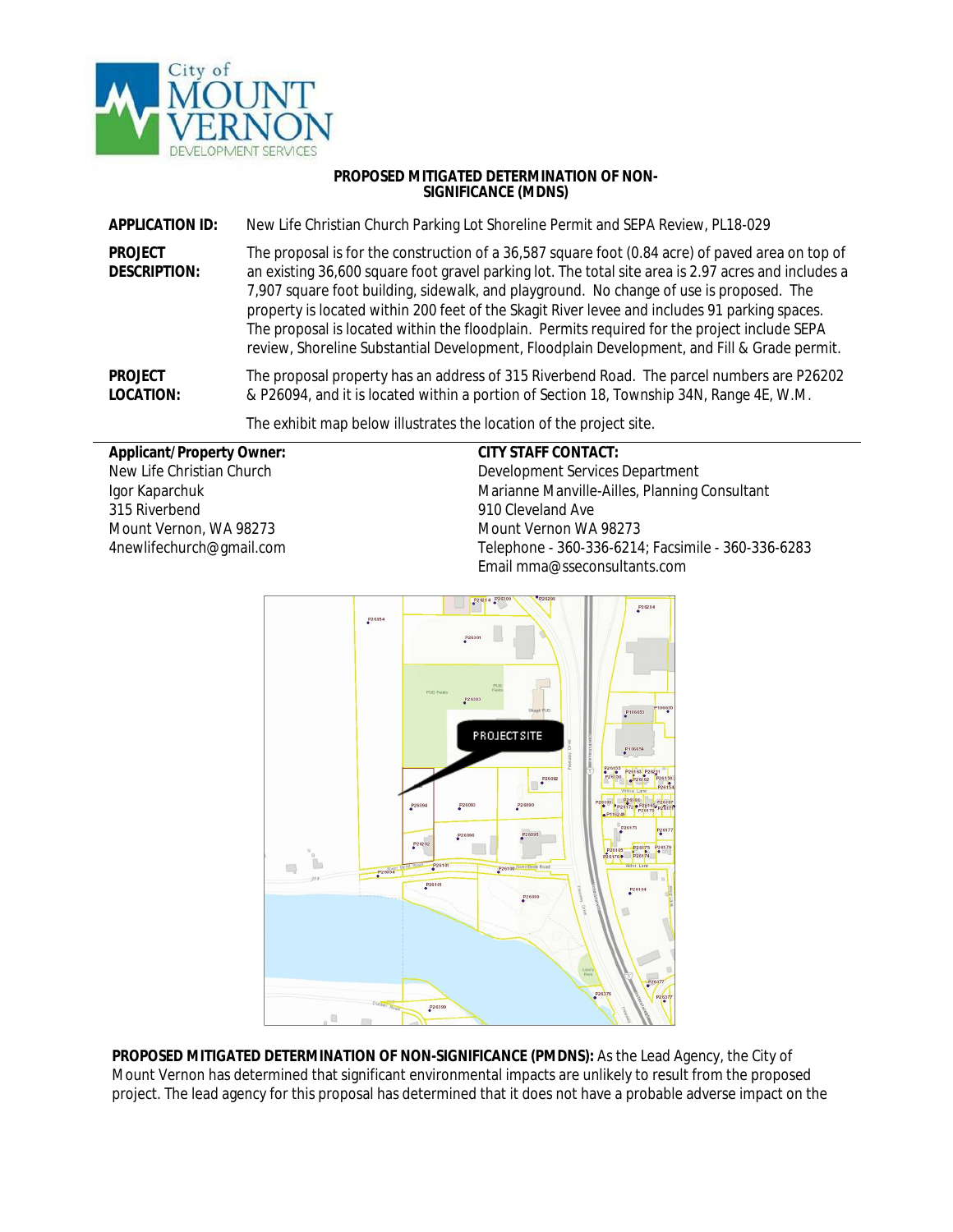**City of MOUNT VERNON DEVELOPMENT SERVICES**

# PROPOSED MITIGATED DETERMINATION OF NON-SIGNIFICANCE (MDNS)

**APPLICATION ID:** New Life Christian Church Parking Lot Shoreline Permit and SEPA Review, PL18-029

**PROJECT DESCRIPTION:** The proposal is for the construction of a 36,587 square foot (0.84 acre) of paved area on top of an existing 36,600 square foot gravel parking lot. The total site area is 2.97 acres and includes a 7,907 square foot building, sidewalk, and playground. No change of use is proposed. The property is located within 200 feet of the Skagit River levee and includes 91 parking spaces. The proposal is located within the floodplain. Permits required for the project include SEPA review, Shoreline Substantial Development, Floodplain Development, and Fill & Grade permit.

**PROJECT LOCATION:** The proposal property has an address of 315 Riverbend Road. The parcel numbers are P26202 & P26094, and it is located within a portion of Section 18, Township 34N, Range 4E, W.M.

The exhibit map below illustrates the location of the project site.

**Applicant/Property Owner:**
New Life Christian Church
Igor Kaparchuk
315 Riverbend
Mount Vernon, WA 98273
4newlifechurch@gmail.com

**CITY STAFF CONTACT:**
Development Services Department
Marianne Manville-Ailles, Planning Consultant
910 Cleveland Ave
Mount Vernon WA 98273
Telephone - 360-336-6214; Facsimile - 360-336-6283
Email mma@sseconsultants.com

**PROPOSED MITIGATED DETERMINATION OF NON-SIGNIFICANCE (PMDNS):** As the Lead Agency, the City of Mount Vernon has determined that significant environmental impacts are unlikely to result from the proposed project. The lead agency for this proposal has determined that it does not have a probable adverse impact on the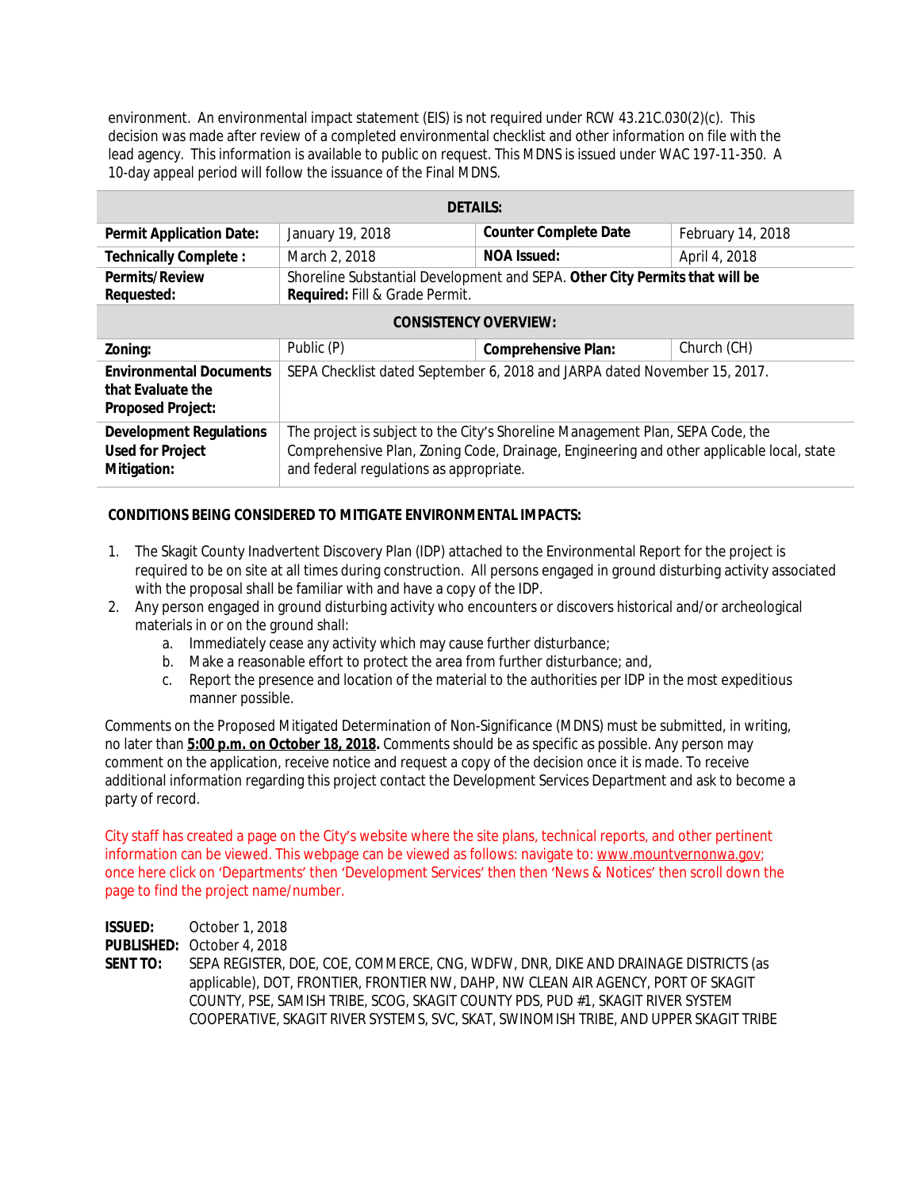environment. An environmental impact statement (EIS) is not required under RCW 43.21C.030(2)(c). This decision was made after review of a completed environmental checklist and other information on file with the lead agency. This information is available to public on request. This MDNS is issued under WAC 197-11-350. A 10-day appeal period will follow the issuance of the Final MDNS.

| **DETAILS:** | | | |
|---|---|---|---|
| **Permit Application Date:** | January 19, 2018 | **Counter Complete Date** | February 14, 2018 |
| **Technically Complete :** | March 2, 2018 | **NOA Issued:** | April 4, 2018 |
| **Permits/Review Requested:** | Shoreline Substantial Development and SEPA. **Other City Permits that will be Required:** Fill & Grade Permit. | | |
| **CONSISTENCY OVERVIEW:** | | | |
| **Zoning:** | Public (P) | **Comprehensive Plan:** | Church (CH) |
| **Environmental Documents that Evaluate the Proposed Project:** | SEPA Checklist dated September 6, 2018 and JARPA dated November 15, 2017. | | |
| **Development Regulations Used for Project Mitigation:** | The project is subject to the City's Shoreline Management Plan, SEPA Code, the Comprehensive Plan, Zoning Code, Drainage, Engineering and other applicable local, state and federal regulations as appropriate. | | |

**CONDITIONS BEING CONSIDERED TO MITIGATE ENVIRONMENTAL IMPACTS:**

1. The Skagit County Inadvertent Discovery Plan (IDP) attached to the Environmental Report for the project is required to be on site at all times during construction. All persons engaged in ground disturbing activity associated with the proposal shall be familiar with and have a copy of the IDP.
2. Any person engaged in ground disturbing activity who encounters or discovers historical and/or archeological materials in or on the ground shall:
   a. Immediately cease any activity which may cause further disturbance;
   b. Make a reasonable effort to protect the area from further disturbance; and,
   c. Report the presence and location of the material to the authorities per IDP in the most expeditious manner possible.

Comments on the Proposed Mitigated Determination of Non-Significance (MDNS) must be submitted, in writing, no later than **5:00 p.m. on October 18, 2018.** Comments should be as specific as possible. Any person may comment on the application, receive notice and request a copy of the decision once it is made. To receive additional information regarding this project contact the Development Services Department and ask to become a party of record.

City staff has created a page on the City's website where the site plans, technical reports, and other pertinent information can be viewed. This webpage can be viewed as follows: navigate to: www.mountvernonwa.gov; once here click on 'Departments' then 'Development Services' then then 'News & Notices' then scroll down the page to find the project name/number.

**ISSUED:** October 1, 2018
**PUBLISHED:** October 4, 2018
**SENT TO:** SEPA REGISTER, DOE, COE, COMMERCE, CNG, WDFW, DNR, DIKE AND DRAINAGE DISTRICTS (as applicable), DOT, FRONTIER, FRONTIER NW, DAHP, NW CLEAN AIR AGENCY, PORT OF SKAGIT COUNTY, PSE, SAMISH TRIBE, SCOG, SKAGIT COUNTY PDS, PUD #1, SKAGIT RIVER SYSTEM COOPERATIVE, SKAGIT RIVER SYSTEMS, SVC, SKAT, SWINOMISH TRIBE, AND UPPER SKAGIT TRIBE